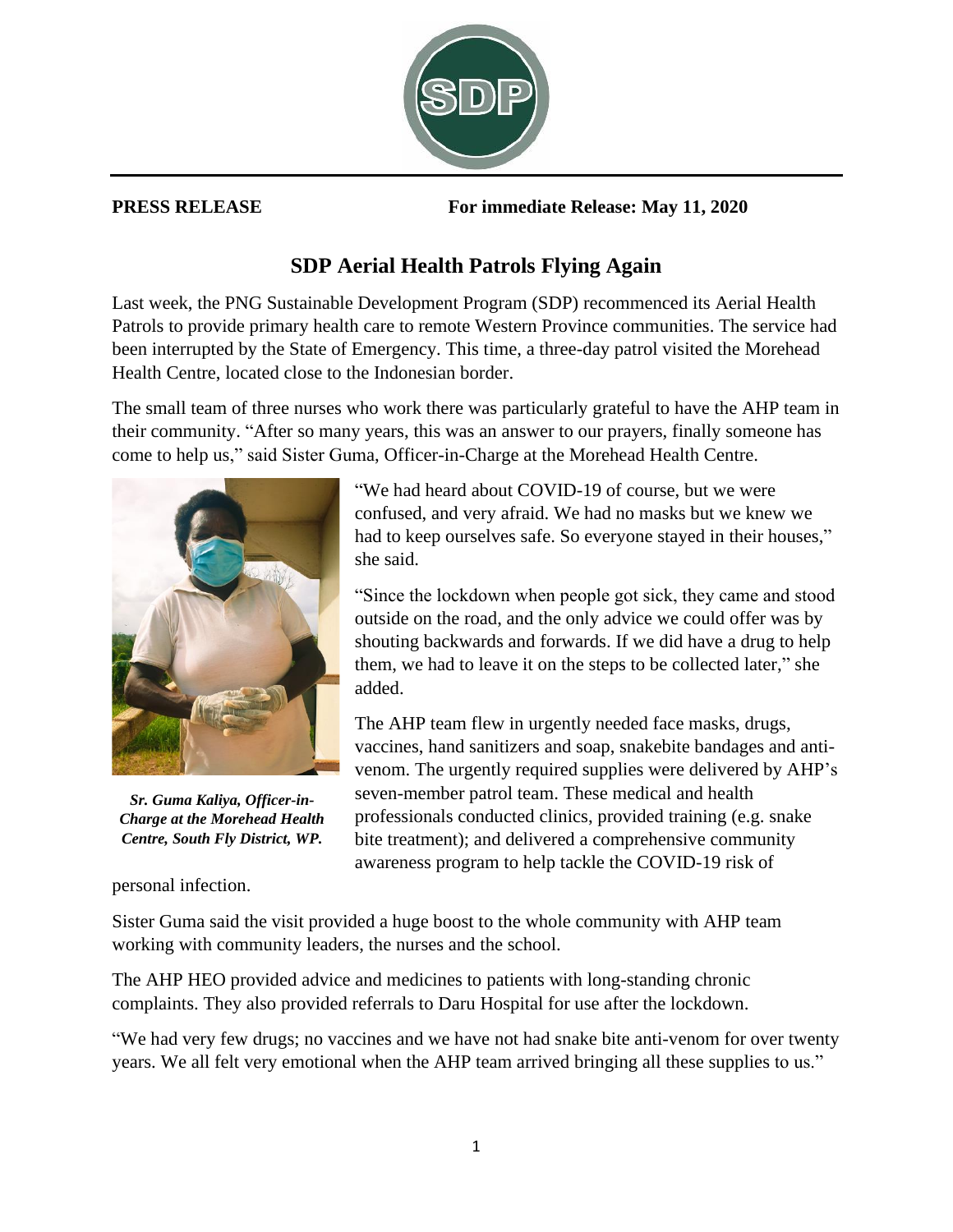**PRESS RELEASE** **For immediate Release: May 11, 2020**

# SDP Aerial Health Patrols Flying Again

Last week, the PNG Sustainable Development Program (SDP) recommenced its Aerial Health Patrols to provide primary health care to remote Western Province communities. The service had been interrupted by the State of Emergency. This time, a three-day patrol visited the Morehead Health Centre, located close to the Indonesian border.

The small team of three nurses who work there was particularly grateful to have the AHP team in their community. "After so many years, this was an answer to our prayers, finally someone has come to help us," said Sister Guma, Officer-in-Charge at the Morehead Health Centre.

*Sr. Guma Kaliya, Officer-in-Charge at the Morehead Health Centre, South Fly District, WP.*

"We had heard about COVID-19 of course, but we were confused, and very afraid. We had no masks but we knew we had to keep ourselves safe. So everyone stayed in their houses," she said.

"Since the lockdown when people got sick, they came and stood outside on the road, and the only advice we could offer was by shouting backwards and forwards. If we did have a drug to help them, we had to leave it on the steps to be collected later," she added.

The AHP team flew in urgently needed face masks, drugs, vaccines, hand sanitizers and soap, snakebite bandages and anti-venom. The urgently required supplies were delivered by AHP's seven-member patrol team. These medical and health professionals conducted clinics, provided training (e.g. snake bite treatment); and delivered a comprehensive community awareness program to help tackle the COVID-19 risk of personal infection.

Sister Guma said the visit provided a huge boost to the whole community with AHP team working with community leaders, the nurses and the school.

The AHP HEO provided advice and medicines to patients with long-standing chronic complaints. They also provided referrals to Daru Hospital for use after the lockdown.

"We had very few drugs; no vaccines and we have not had snake bite anti-venom for over twenty years. We all felt very emotional when the AHP team arrived bringing all these supplies to us."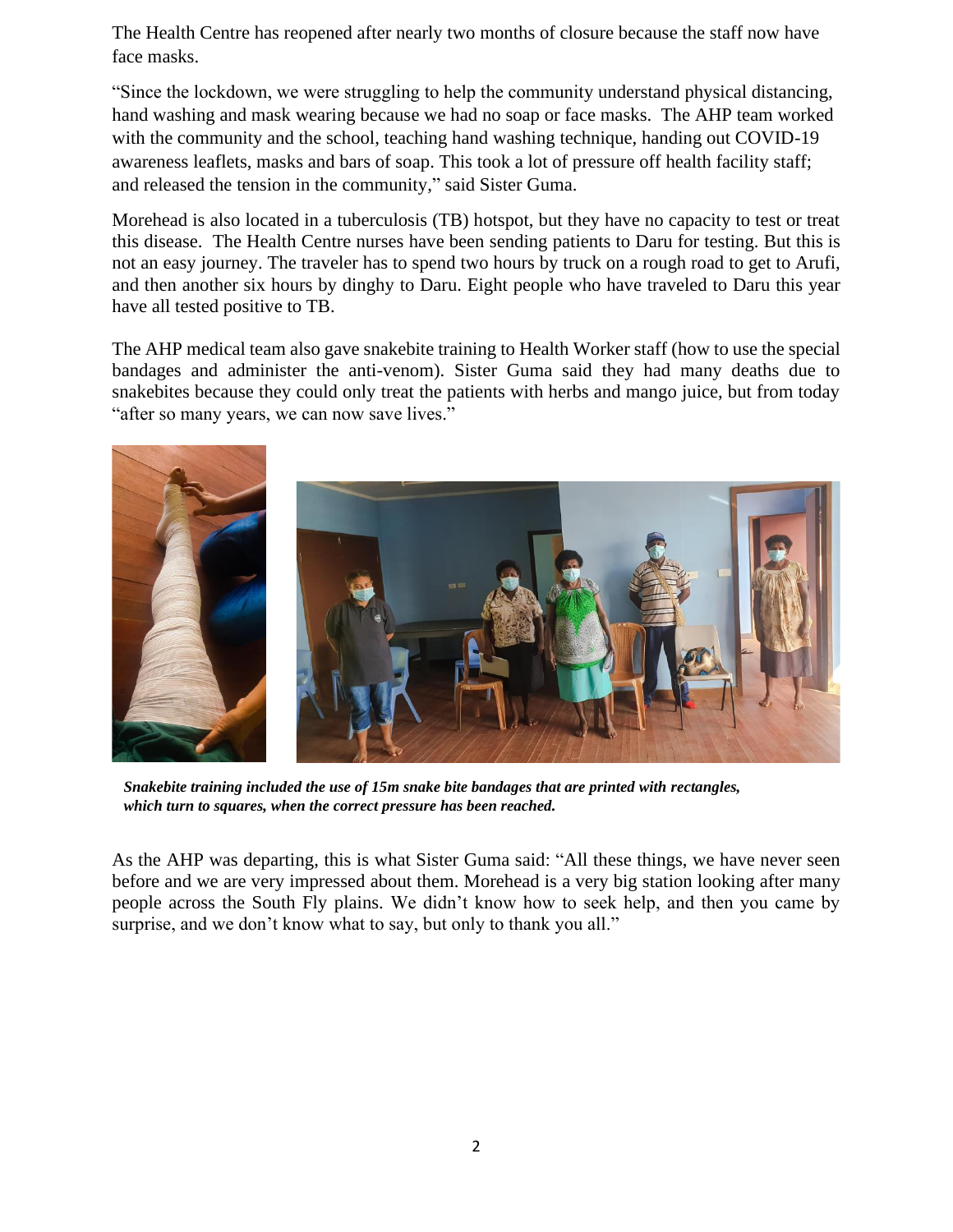The Health Centre has reopened after nearly two months of closure because the staff now have face masks.

"Since the lockdown, we were struggling to help the community understand physical distancing, hand washing and mask wearing because we had no soap or face masks. The AHP team worked with the community and the school, teaching hand washing technique, handing out COVID-19 awareness leaflets, masks and bars of soap. This took a lot of pressure off health facility staff; and released the tension in the community," said Sister Guma.

Morehead is also located in a tuberculosis (TB) hotspot, but they have no capacity to test or treat this disease. The Health Centre nurses have been sending patients to Daru for testing. But this is not an easy journey. The traveler has to spend two hours by truck on a rough road to get to Arufi, and then another six hours by dinghy to Daru. Eight people who have traveled to Daru this year have all tested positive to TB.

The AHP medical team also gave snakebite training to Health Worker staff (how to use the special bandages and administer the anti-venom). Sister Guma said they had many deaths due to snakebites because they could only treat the patients with herbs and mango juice, but from today "after so many years, we can now save lives."

***Snakebite training included the use of 15m snake bite bandages that are printed with rectangles, which turn to squares, when the correct pressure has been reached.***

As the AHP was departing, this is what Sister Guma said: "All these things, we have never seen before and we are very impressed about them. Morehead is a very big station looking after many people across the South Fly plains. We didn't know how to seek help, and then you came by surprise, and we don't know what to say, but only to thank you all."